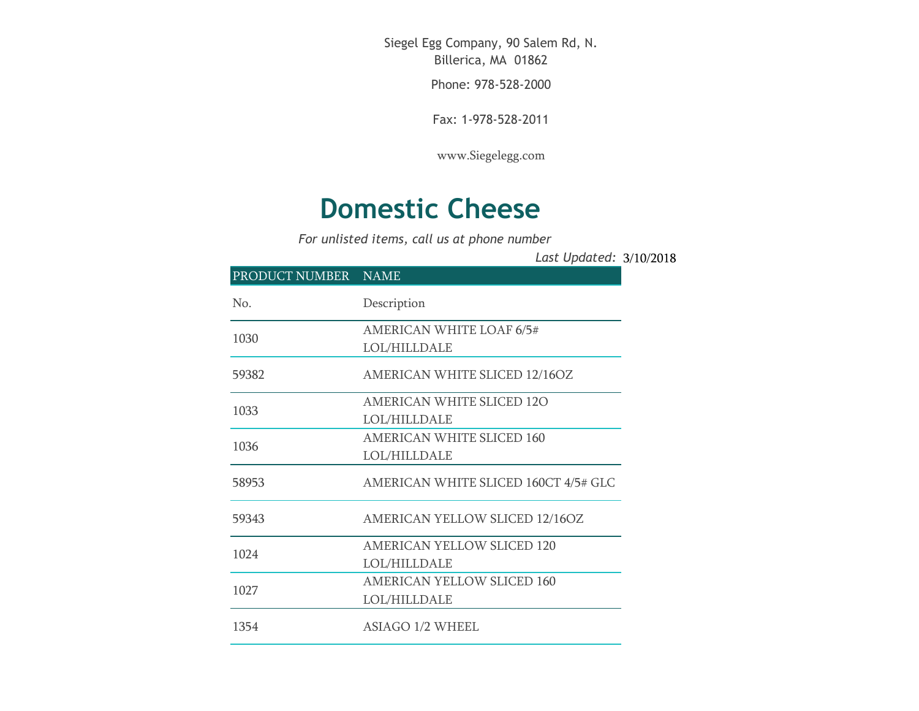Siegel Egg Company, 90 Salem Rd, N. Billerica, MA 01862

Phone: 978-528-2000

Fax: 1-978-528-2011

www.Siegelegg.com

# Domestic Cheese

*For unlisted items, call us at phone number*

*Last Updated:* 3/10/2018

| PRODUCT NUMBER | NAME |
|---|---|
| No. | Description |
| 1030 | AMERICAN WHITE LOAF 6/5# LOL/HILLDALE |
| 59382 | AMERICAN WHITE SLICED 12/16OZ |
| 1033 | AMERICAN WHITE SLICED 12O LOL/HILLDALE |
| 1036 | AMERICAN WHITE SLICED 160 LOL/HILLDALE |
| 58953 | AMERICAN WHITE SLICED 160CT 4/5# GLC |
| 59343 | AMERICAN YELLOW SLICED 12/16OZ |
| 1024 | AMERICAN YELLOW SLICED 120 LOL/HILLDALE |
| 1027 | AMERICAN YELLOW SLICED 160 LOL/HILLDALE |
| 1354 | ASIAGO 1/2 WHEEL |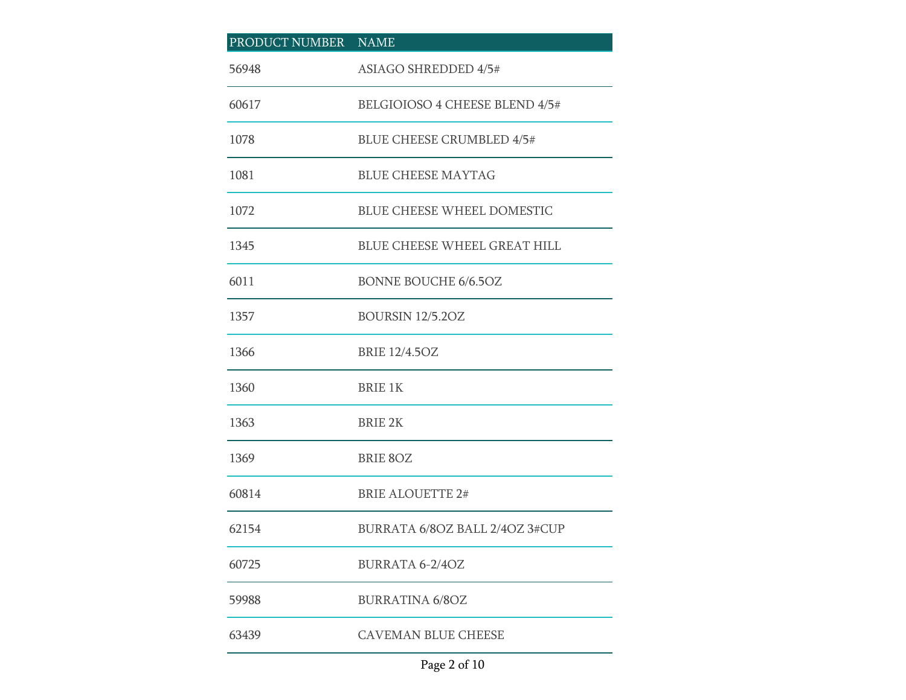| PRODUCT NUMBER | NAME |
| --- | --- |
| 56948 | ASIAGO SHREDDED 4/5# |
| 60617 | BELGIOIOSO 4 CHEESE BLEND 4/5# |
| 1078 | BLUE CHEESE CRUMBLED 4/5# |
| 1081 | BLUE CHEESE MAYTAG |
| 1072 | BLUE CHEESE WHEEL DOMESTIC |
| 1345 | BLUE CHEESE WHEEL GREAT HILL |
| 6011 | BONNE BOUCHE 6/6.5OZ |
| 1357 | BOURSIN 12/5.2OZ |
| 1366 | BRIE 12/4.5OZ |
| 1360 | BRIE 1K |
| 1363 | BRIE 2K |
| 1369 | BRIE 8OZ |
| 60814 | BRIE ALOUETTE 2# |
| 62154 | BURRATA 6/8OZ BALL 2/4OZ 3#CUP |
| 60725 | BURRATA 6-2/4OZ |
| 59988 | BURRATINA 6/8OZ |
| 63439 | CAVEMAN BLUE CHEESE |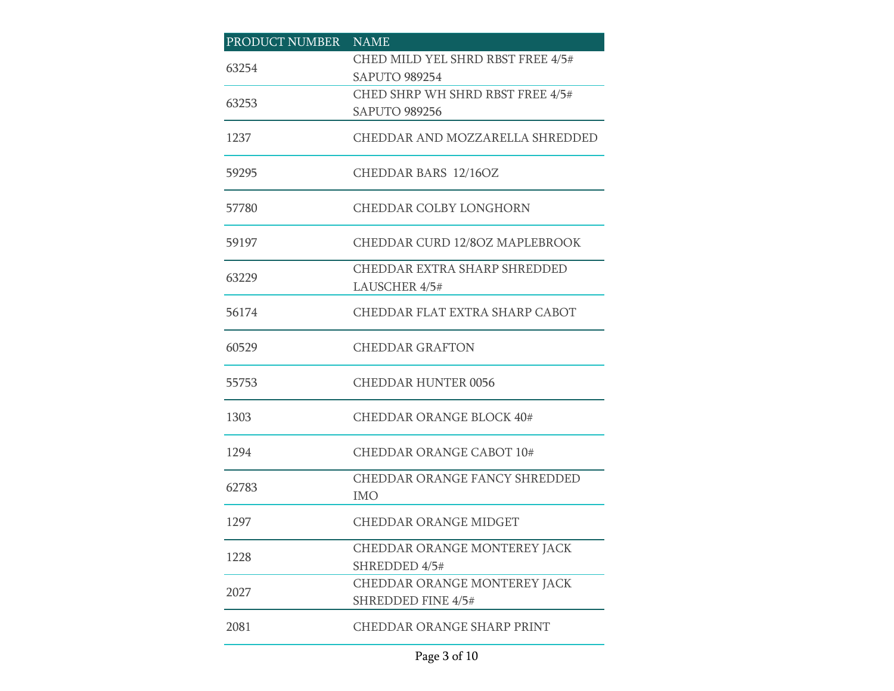| PRODUCT NUMBER | NAME |
|---|---|
| 63254 | CHED MILD YEL SHRD RBST FREE 4/5# SAPUTO 989254 |
| 63253 | CHED SHRP WH SHRD RBST FREE 4/5# SAPUTO 989256 |
| 1237 | CHEDDAR AND MOZZARELLA SHREDDED |
| 59295 | CHEDDAR BARS 12/16OZ |
| 57780 | CHEDDAR COLBY LONGHORN |
| 59197 | CHEDDAR CURD 12/8OZ MAPLEBROOK |
| 63229 | CHEDDAR EXTRA SHARP SHREDDED LAUSCHER 4/5# |
| 56174 | CHEDDAR FLAT EXTRA SHARP CABOT |
| 60529 | CHEDDAR GRAFTON |
| 55753 | CHEDDAR HUNTER 0056 |
| 1303 | CHEDDAR ORANGE BLOCK 40# |
| 1294 | CHEDDAR ORANGE CABOT 10# |
| 62783 | CHEDDAR ORANGE FANCY SHREDDED IMO |
| 1297 | CHEDDAR ORANGE MIDGET |
| 1228 | CHEDDAR ORANGE MONTEREY JACK SHREDDED 4/5# |
| 2027 | CHEDDAR ORANGE MONTEREY JACK SHREDDED FINE 4/5# |
| 2081 | CHEDDAR ORANGE SHARP PRINT |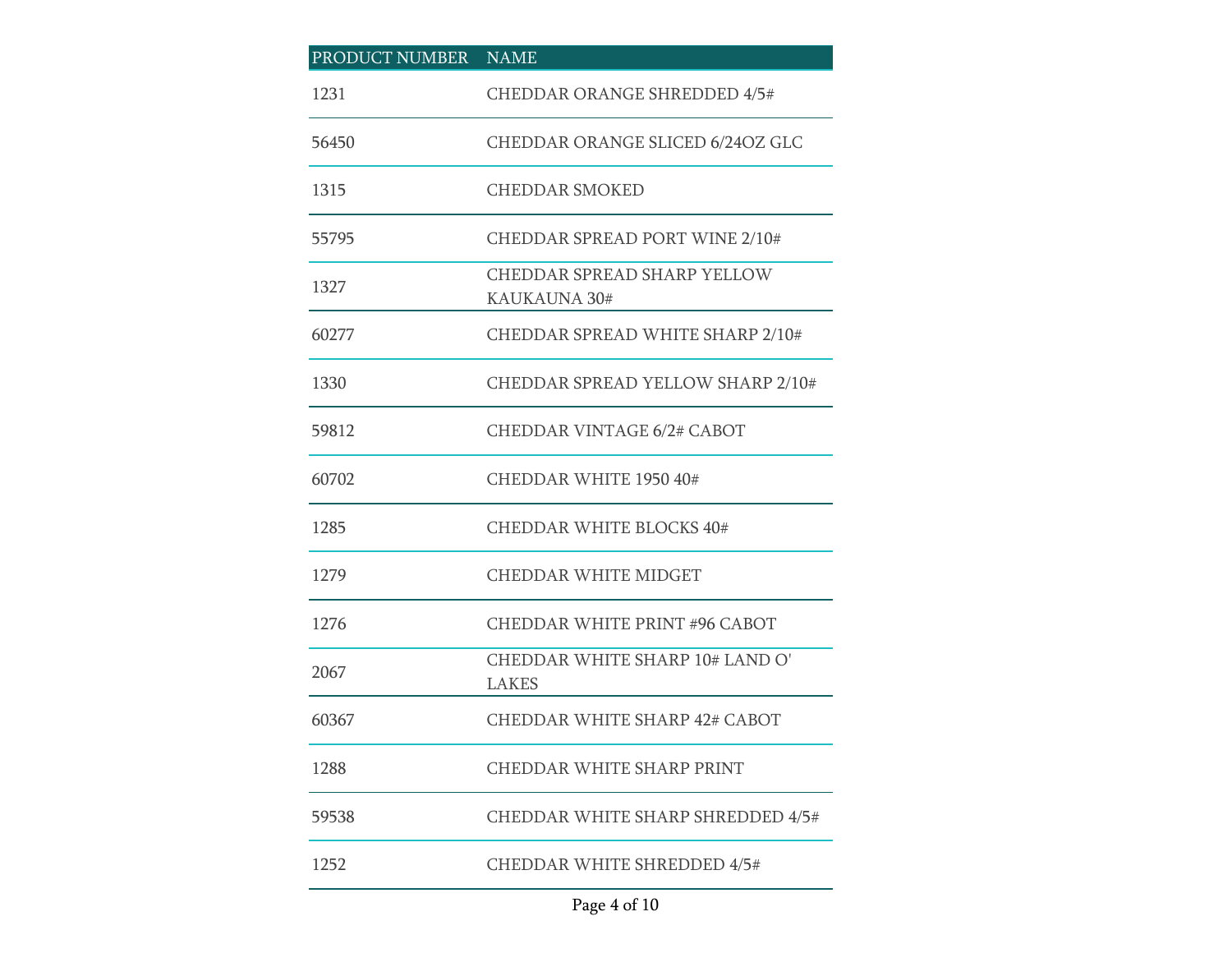| PRODUCT NUMBER | NAME |
| --- | --- |
| 1231 | CHEDDAR ORANGE SHREDDED 4/5# |
| 56450 | CHEDDAR ORANGE SLICED 6/24OZ GLC |
| 1315 | CHEDDAR SMOKED |
| 55795 | CHEDDAR SPREAD PORT WINE 2/10# |
| 1327 | CHEDDAR SPREAD SHARP YELLOW KAUKAUNA 30# |
| 60277 | CHEDDAR SPREAD WHITE SHARP 2/10# |
| 1330 | CHEDDAR SPREAD YELLOW SHARP 2/10# |
| 59812 | CHEDDAR VINTAGE 6/2# CABOT |
| 60702 | CHEDDAR WHITE 1950 40# |
| 1285 | CHEDDAR WHITE BLOCKS 40# |
| 1279 | CHEDDAR WHITE MIDGET |
| 1276 | CHEDDAR WHITE PRINT #96 CABOT |
| 2067 | CHEDDAR WHITE SHARP 10# LAND O' LAKES |
| 60367 | CHEDDAR WHITE SHARP 42# CABOT |
| 1288 | CHEDDAR WHITE SHARP PRINT |
| 59538 | CHEDDAR WHITE SHARP SHREDDED 4/5# |
| 1252 | CHEDDAR WHITE SHREDDED 4/5# |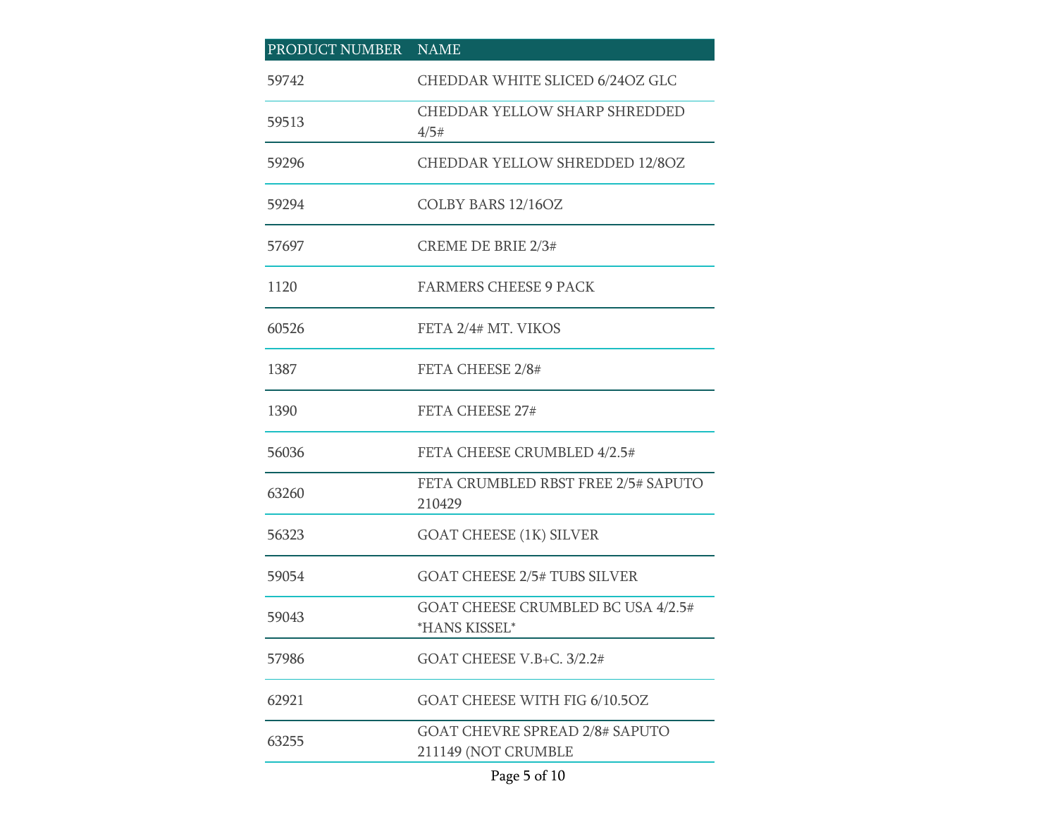| PRODUCT NUMBER | NAME |
| --- | --- |
| 59742 | CHEDDAR WHITE SLICED 6/24OZ GLC |
| 59513 | CHEDDAR YELLOW SHARP SHREDDED 4/5# |
| 59296 | CHEDDAR YELLOW SHREDDED 12/8OZ |
| 59294 | COLBY BARS 12/16OZ |
| 57697 | CREME DE BRIE 2/3# |
| 1120 | FARMERS CHEESE 9 PACK |
| 60526 | FETA 2/4# MT. VIKOS |
| 1387 | FETA CHEESE 2/8# |
| 1390 | FETA CHEESE 27# |
| 56036 | FETA CHEESE CRUMBLED 4/2.5# |
| 63260 | FETA CRUMBLED RBST FREE 2/5# SAPUTO 210429 |
| 56323 | GOAT CHEESE (1K) SILVER |
| 59054 | GOAT CHEESE 2/5# TUBS SILVER |
| 59043 | GOAT CHEESE CRUMBLED BC USA 4/2.5# *HANS KISSEL* |
| 57986 | GOAT CHEESE V.B+C. 3/2.2# |
| 62921 | GOAT CHEESE WITH FIG 6/10.5OZ |
| 63255 | GOAT CHEVRE SPREAD 2/8# SAPUTO 211149 (NOT CRUMBLE |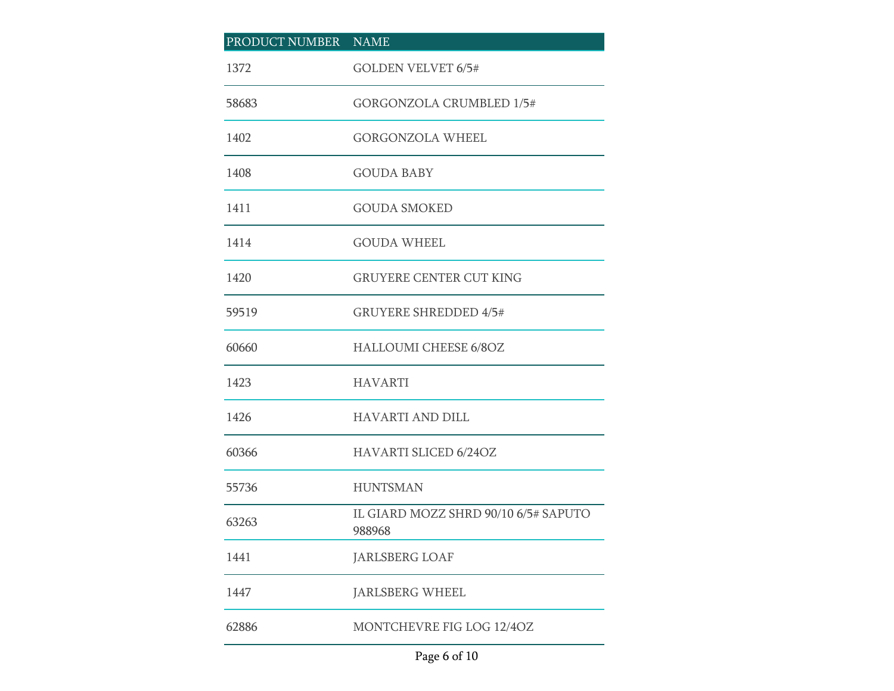| PRODUCT NUMBER | NAME |
|---|---|
| 1372 | GOLDEN VELVET 6/5# |
| 58683 | GORGONZOLA CRUMBLED 1/5# |
| 1402 | GORGONZOLA WHEEL |
| 1408 | GOUDA BABY |
| 1411 | GOUDA SMOKED |
| 1414 | GOUDA WHEEL |
| 1420 | GRUYERE CENTER CUT KING |
| 59519 | GRUYERE SHREDDED 4/5# |
| 60660 | HALLOUMI CHEESE 6/8OZ |
| 1423 | HAVARTI |
| 1426 | HAVARTI AND DILL |
| 60366 | HAVARTI SLICED 6/24OZ |
| 55736 | HUNTSMAN |
| 63263 | IL GIARD MOZZ SHRD 90/10 6/5# SAPUTO 988968 |
| 1441 | JARLSBERG LOAF |
| 1447 | JARLSBERG WHEEL |
| 62886 | MONTCHEVRE FIG LOG 12/4OZ |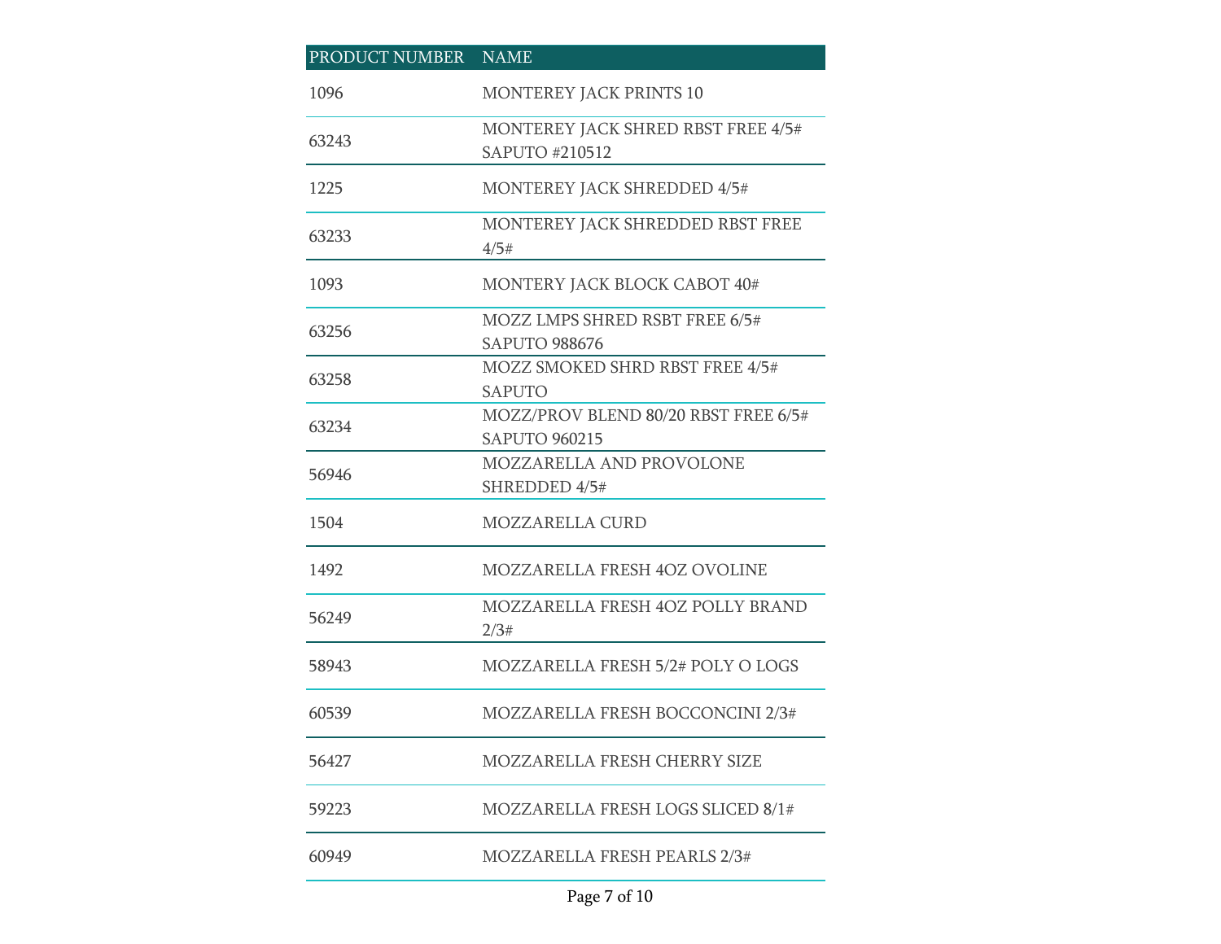| PRODUCT NUMBER | NAME |
| --- | --- |
| 1096 | MONTEREY JACK PRINTS 10 |
| 63243 | MONTEREY JACK SHRED RBST FREE 4/5# SAPUTO #210512 |
| 1225 | MONTEREY JACK SHREDDED 4/5# |
| 63233 | MONTEREY JACK SHREDDED RBST FREE 4/5# |
| 1093 | MONTERY JACK BLOCK CABOT 40# |
| 63256 | MOZZ LMPS SHRED RSBT FREE 6/5# SAPUTO 988676 |
| 63258 | MOZZ SMOKED SHRD RBST FREE 4/5# SAPUTO |
| 63234 | MOZZ/PROV BLEND 80/20 RBST FREE 6/5# SAPUTO 960215 |
| 56946 | MOZZARELLA AND PROVOLONE SHREDDED 4/5# |
| 1504 | MOZZARELLA CURD |
| 1492 | MOZZARELLA FRESH 4OZ OVOLINE |
| 56249 | MOZZARELLA FRESH 4OZ POLLY BRAND 2/3# |
| 58943 | MOZZARELLA FRESH 5/2# POLY O LOGS |
| 60539 | MOZZARELLA FRESH BOCCONCINI 2/3# |
| 56427 | MOZZARELLA FRESH CHERRY SIZE |
| 59223 | MOZZARELLA FRESH LOGS SLICED 8/1# |
| 60949 | MOZZARELLA FRESH PEARLS 2/3# |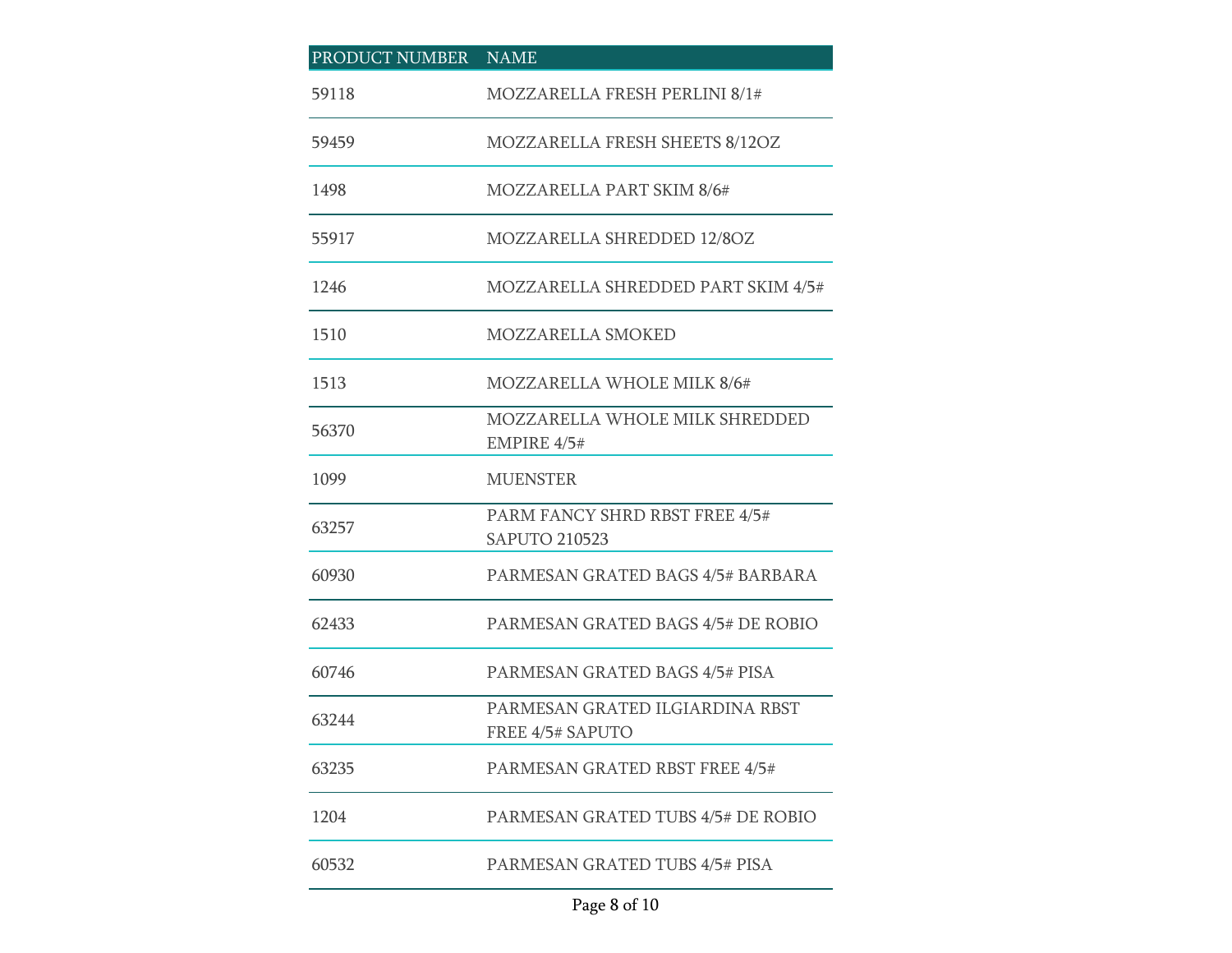| PRODUCT NUMBER | NAME |
| --- | --- |
| 59118 | MOZZARELLA FRESH PERLINI 8/1# |
| 59459 | MOZZARELLA FRESH SHEETS 8/12OZ |
| 1498 | MOZZARELLA PART SKIM 8/6# |
| 55917 | MOZZARELLA SHREDDED 12/8OZ |
| 1246 | MOZZARELLA SHREDDED PART SKIM 4/5# |
| 1510 | MOZZARELLA SMOKED |
| 1513 | MOZZARELLA WHOLE MILK 8/6# |
| 56370 | MOZZARELLA WHOLE MILK SHREDDED EMPIRE 4/5# |
| 1099 | MUENSTER |
| 63257 | PARM FANCY SHRD RBST FREE 4/5# SAPUTO 210523 |
| 60930 | PARMESAN GRATED BAGS 4/5# BARBARA |
| 62433 | PARMESAN GRATED BAGS 4/5# DE ROBIO |
| 60746 | PARMESAN GRATED BAGS 4/5# PISA |
| 63244 | PARMESAN GRATED ILGIARDINA RBST FREE 4/5# SAPUTO |
| 63235 | PARMESAN GRATED RBST FREE 4/5# |
| 1204 | PARMESAN GRATED TUBS 4/5# DE ROBIO |
| 60532 | PARMESAN GRATED TUBS 4/5# PISA |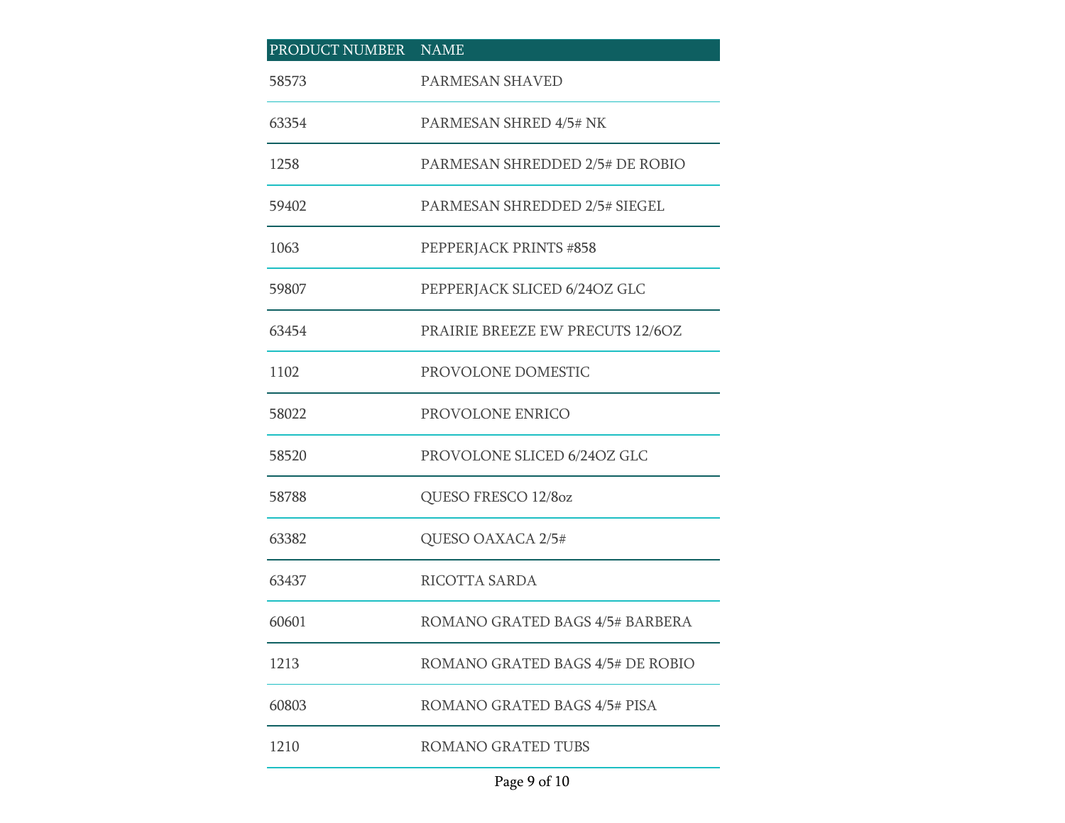| PRODUCT NUMBER | NAME |
| --- | --- |
| 58573 | PARMESAN SHAVED |
| 63354 | PARMESAN SHRED 4/5# NK |
| 1258 | PARMESAN SHREDDED 2/5# DE ROBIO |
| 59402 | PARMESAN SHREDDED 2/5# SIEGEL |
| 1063 | PEPPERJACK PRINTS #858 |
| 59807 | PEPPERJACK SLICED 6/24OZ GLC |
| 63454 | PRAIRIE BREEZE EW PRECUTS 12/6OZ |
| 1102 | PROVOLONE DOMESTIC |
| 58022 | PROVOLONE ENRICO |
| 58520 | PROVOLONE SLICED 6/24OZ GLC |
| 58788 | QUESO FRESCO 12/8oz |
| 63382 | QUESO OAXACA 2/5# |
| 63437 | RICOTTA SARDA |
| 60601 | ROMANO GRATED BAGS 4/5# BARBERA |
| 1213 | ROMANO GRATED BAGS 4/5# DE ROBIO |
| 60803 | ROMANO GRATED BAGS 4/5# PISA |
| 1210 | ROMANO GRATED TUBS |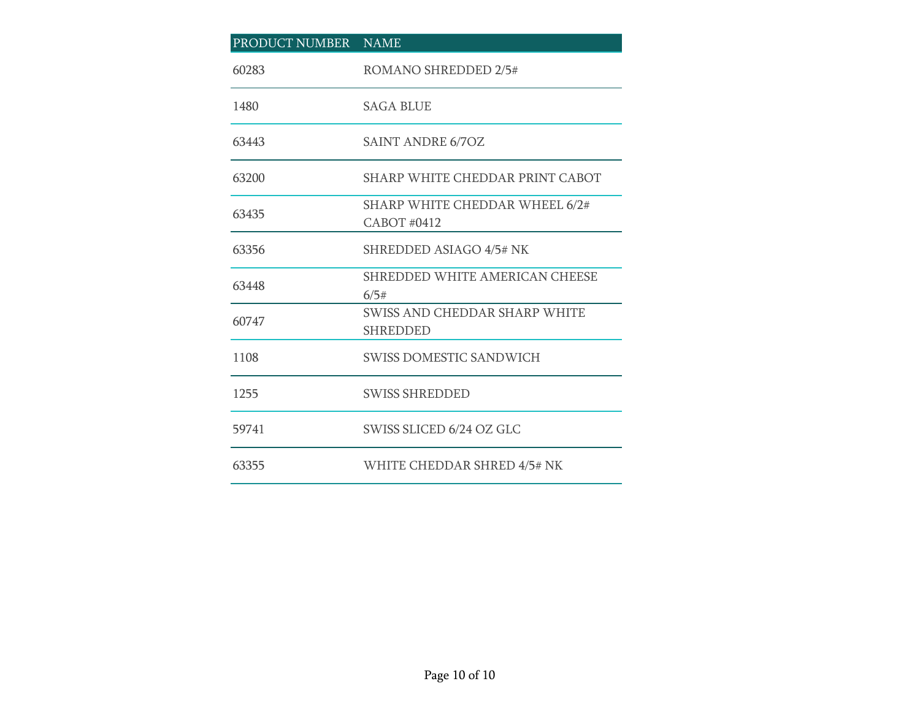| PRODUCT NUMBER | NAME |
| --- | --- |
| 60283 | ROMANO SHREDDED 2/5# |
| 1480 | SAGA BLUE |
| 63443 | SAINT ANDRE 6/7OZ |
| 63200 | SHARP WHITE CHEDDAR PRINT CABOT |
| 63435 | SHARP WHITE CHEDDAR WHEEL 6/2# CABOT #0412 |
| 63356 | SHREDDED ASIAGO 4/5# NK |
| 63448 | SHREDDED WHITE AMERICAN CHEESE 6/5# |
| 60747 | SWISS AND CHEDDAR SHARP WHITE SHREDDED |
| 1108 | SWISS DOMESTIC SANDWICH |
| 1255 | SWISS SHREDDED |
| 59741 | SWISS SLICED 6/24 OZ GLC |
| 63355 | WHITE CHEDDAR SHRED 4/5# NK |